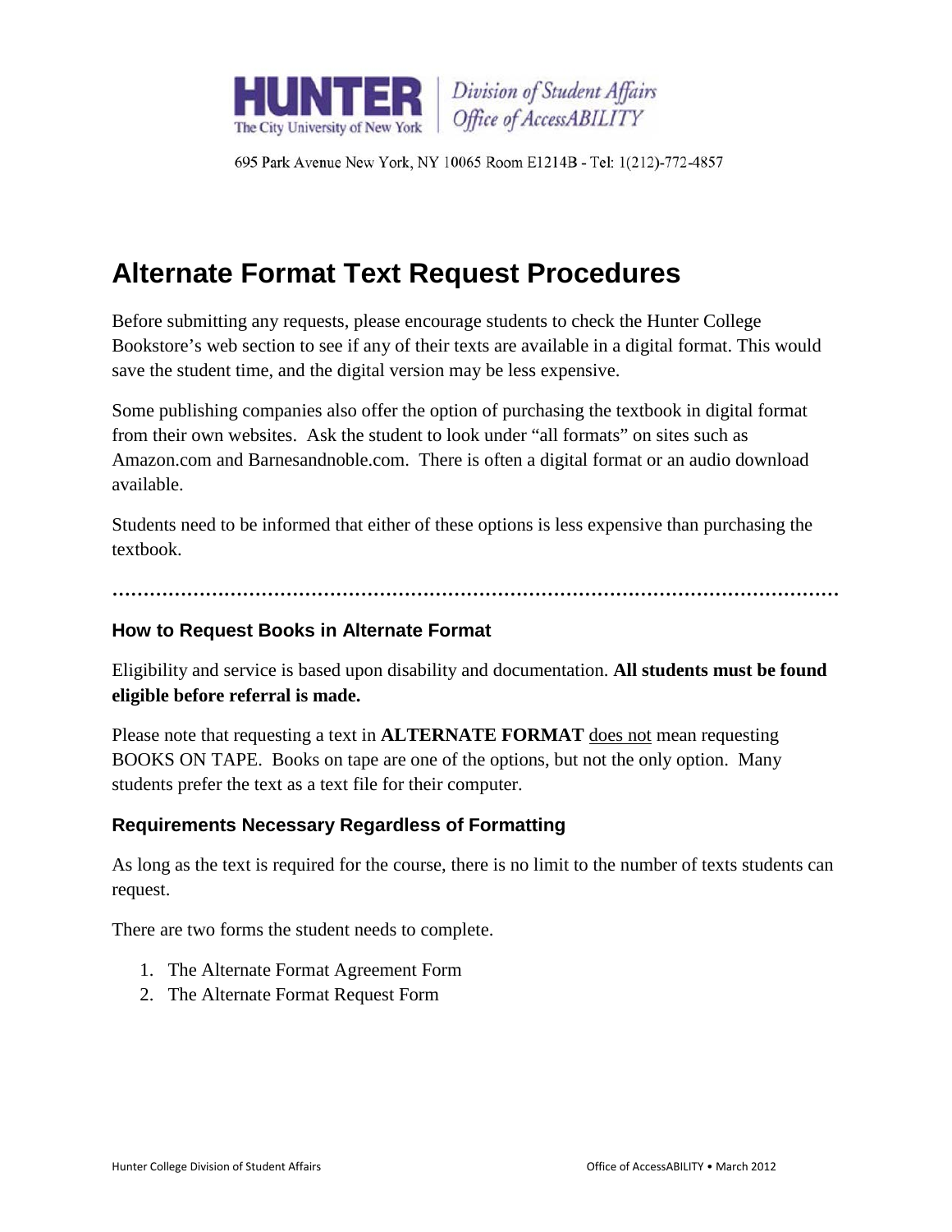HUNTER The City University of New York | Division of Student Affairs Office of AccessABILITY

695 Park Avenue New York, NY 10065 Room E1214B - Tel: 1(212)-772-4857

# Alternate Format Text Request Procedures

Before submitting any requests, please encourage students to check the Hunter College Bookstore's web section to see if any of their texts are available in a digital format. This would save the student time, and the digital version may be less expensive.

Some publishing companies also offer the option of purchasing the textbook in digital format from their own websites. Ask the student to look under "all formats" on sites such as Amazon.com and Barnesandnoble.com. There is often a digital format or an audio download available.

Students need to be informed that either of these options is less expensive than purchasing the textbook.

…………………………………………………………………………………………………………

### How to Request Books in Alternate Format

Eligibility and service is based upon disability and documentation. **All students must be found eligible before referral is made.**

Please note that requesting a text in **ALTERNATE FORMAT** does not mean requesting BOOKS ON TAPE. Books on tape are one of the options, but not the only option. Many students prefer the text as a text file for their computer.

### Requirements Necessary Regardless of Formatting

As long as the text is required for the course, there is no limit to the number of texts students can request.

There are two forms the student needs to complete.

1. The Alternate Format Agreement Form
2. The Alternate Format Request Form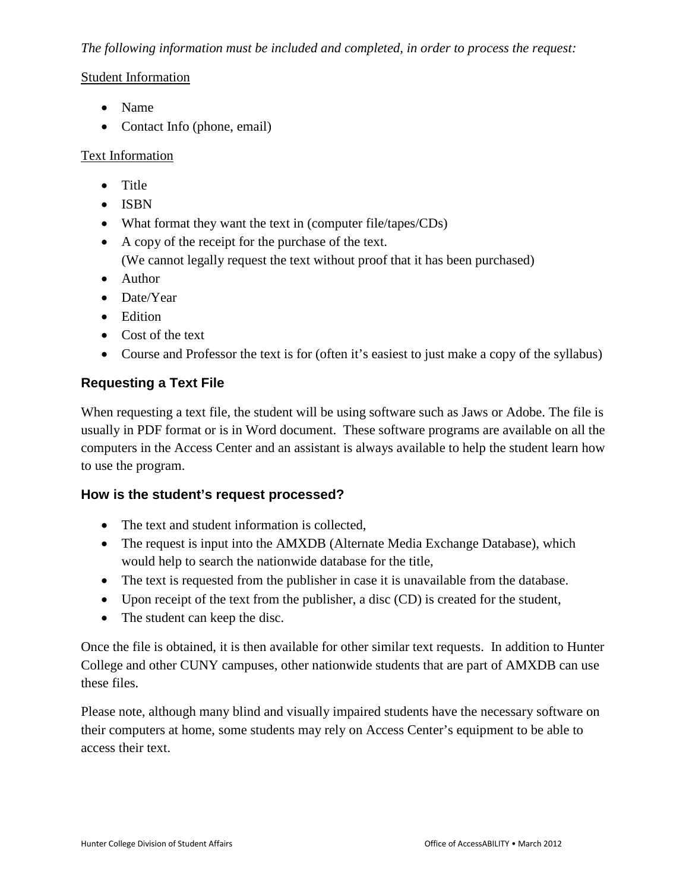*The following information must be included and completed, in order to process the request:*

<u>Student Information</u>

- Name
- Contact Info (phone, email)

<u>Text Information</u>

- Title
- ISBN
- What format they want the text in (computer file/tapes/CDs)
- A copy of the receipt for the purchase of the text.
  (We cannot legally request the text without proof that it has been purchased)
- Author
- Date/Year
- Edition
- Cost of the text
- Course and Professor the text is for (often it's easiest to just make a copy of the syllabus)

### Requesting a Text File

When requesting a text file, the student will be using software such as Jaws or Adobe. The file is usually in PDF format or is in Word document. These software programs are available on all the computers in the Access Center and an assistant is always available to help the student learn how to use the program.

### How is the student's request processed?

- The text and student information is collected,
- The request is input into the AMXDB (Alternate Media Exchange Database), which would help to search the nationwide database for the title,
- The text is requested from the publisher in case it is unavailable from the database.
- Upon receipt of the text from the publisher, a disc (CD) is created for the student,
- The student can keep the disc.

Once the file is obtained, it is then available for other similar text requests. In addition to Hunter College and other CUNY campuses, other nationwide students that are part of AMXDB can use these files.

Please note, although many blind and visually impaired students have the necessary software on their computers at home, some students may rely on Access Center's equipment to be able to access their text.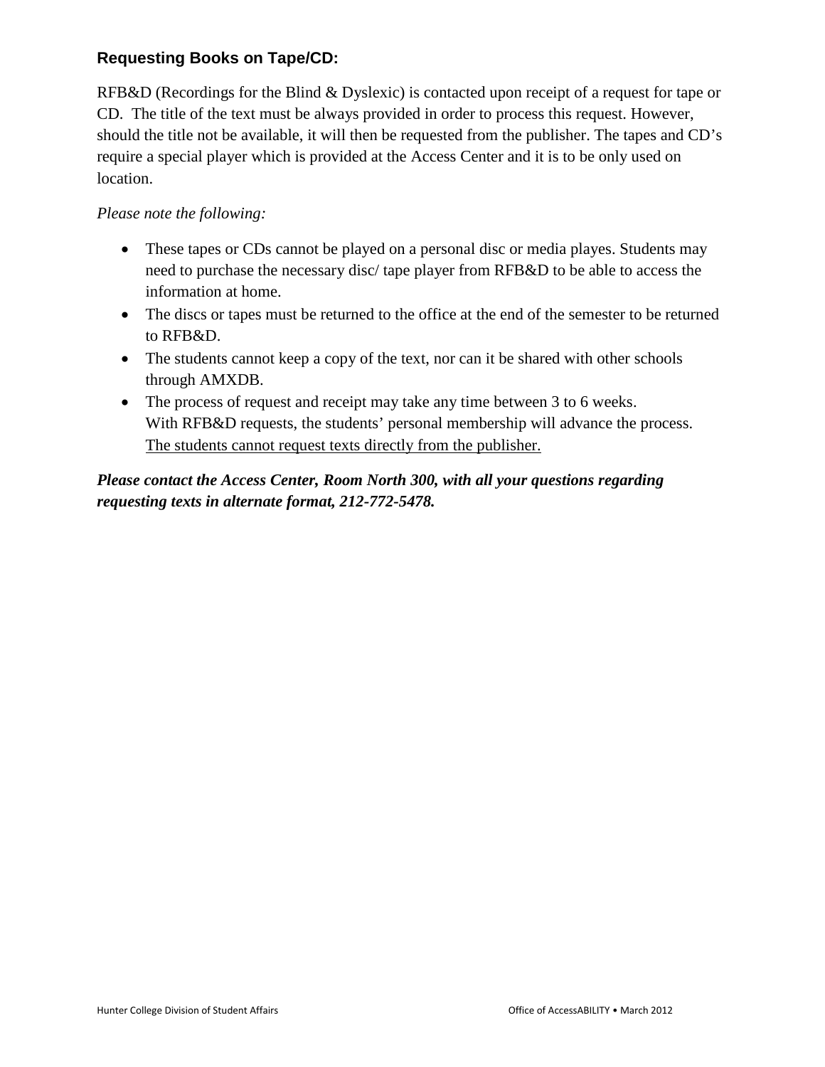### **Requesting Books on Tape/CD:**

RFB&D (Recordings for the Blind & Dyslexic) is contacted upon receipt of a request for tape or CD. The title of the text must be always provided in order to process this request. However, should the title not be available, it will then be requested from the publisher. The tapes and CD's require a special player which is provided at the Access Center and it is to be only used on location.

*Please note the following:*

- These tapes or CDs cannot be played on a personal disc or media playes. Students may need to purchase the necessary disc/ tape player from RFB&D to be able to access the information at home.
- The discs or tapes must be returned to the office at the end of the semester to be returned to RFB&D.
- The students cannot keep a copy of the text, nor can it be shared with other schools through AMXDB.
- The process of request and receipt may take any time between 3 to 6 weeks. With RFB&D requests, the students' personal membership will advance the process. <u>The students cannot request texts directly from the publisher.</u>

***Please contact the Access Center, Room North 300, with all your questions regarding requesting texts in alternate format, 212-772-5478.***